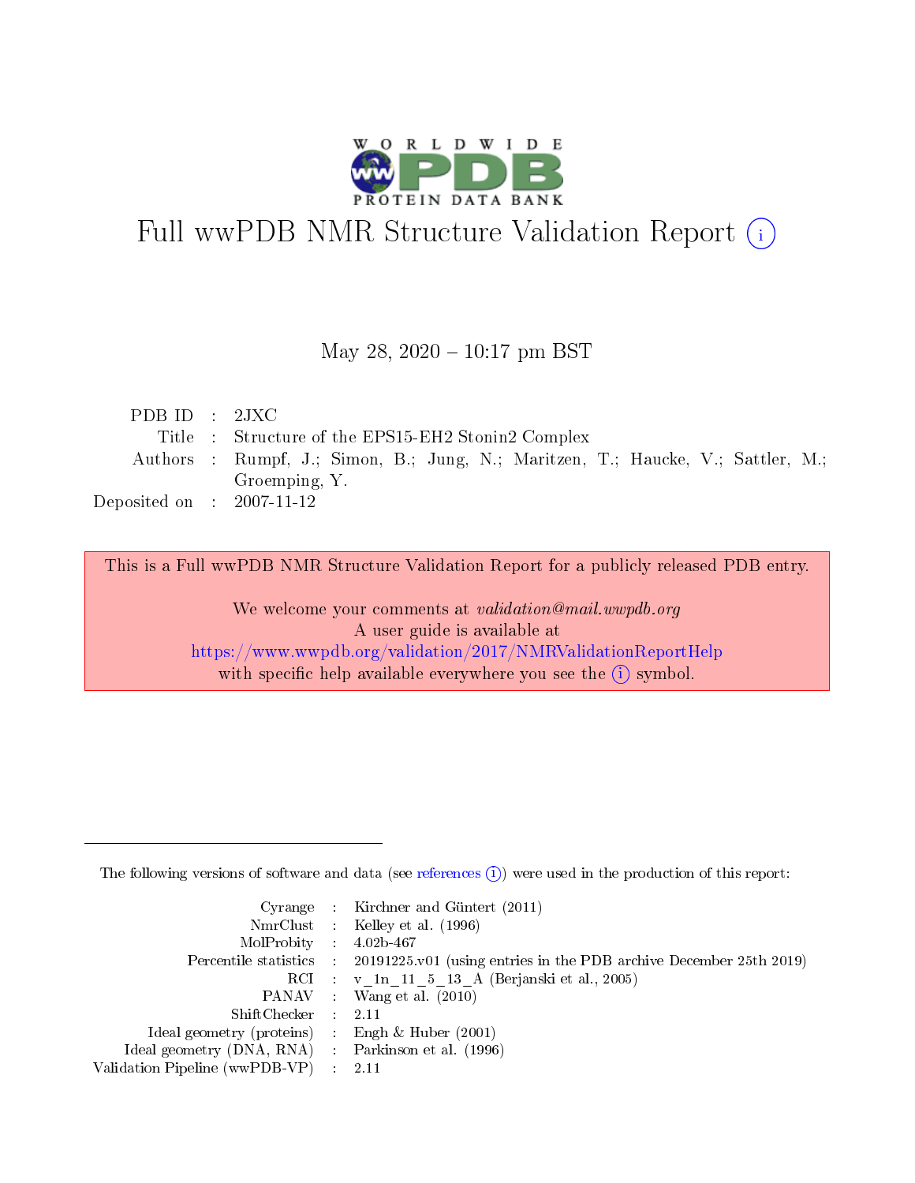# Full wwPDB NMR Structure Validation Report (i)

May 28, 2020 – 10:17 pm BST

| | | |
|---|---|---|
| PDB ID | : | 2JXC |
| Title | : | Structure of the EPS15-EH2 Stonin2 Complex |
| Authors | : | Rumpf, J.; Simon, B.; Jung, N.; Maritzen, T.; Haucke, V.; Sattler, M.; Groemping, Y. |
| Deposited on | : | 2007-11-12 |

This is a Full wwPDB NMR Structure Validation Report for a publicly released PDB entry.

We welcome your comments at *validation@mail.wwpdb.org*
A user guide is available at
https://www.wwpdb.org/validation/2017/NMRValidationReportHelp
with specific help available everywhere you see the (i) symbol.

---

The following versions of software and data (see references (i)) were used in the production of this report:

| | | |
|---|---|---|
| Cyrange | : | Kirchner and Güntert (2011) |
| NmrClust | : | Kelley et al. (1996) |
| MolProbity | : | 4.02b-467 |
| Percentile statistics | : | 20191225.v01 (using entries in the PDB archive December 25th 2019) |
| RCI | : | v_1n_11_5_13_A (Berjanski et al., 2005) |
| PANAV | : | Wang et al. (2010) |
| ShiftChecker | : | 2.11 |
| Ideal geometry (proteins) | : | Engh & Huber (2001) |
| Ideal geometry (DNA, RNA) | : | Parkinson et al. (1996) |
| Validation Pipeline (wwPDB-VP) | : | 2.11 |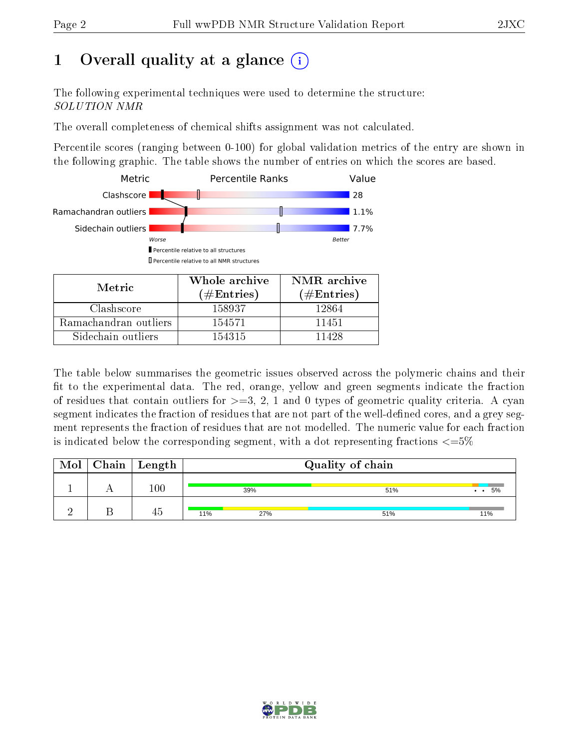# 1 Overall quality at a glance (i)

The following experimental techniques were used to determine the structure:
*SOLUTION NMR*

The overall completeness of chemical shifts assignment was not calculated.

Percentile scores (ranging between 0-100) for global validation metrics of the entry are shown in the following graphic. The table shows the number of entries on which the scores are based.

| Metric | Value |
|---|---|
| Clashscore | 28 |
| Ramachandran outliers | 1.1% |
| Sidechain outliers | 7.7% |

Worse — Better

▮ Percentile relative to all structures
▯ Percentile relative to all NMR structures

| Metric | Whole archive (#Entries) | NMR archive (#Entries) |
|---|---|---|
| Clashscore | 158937 | 12864 |
| Ramachandran outliers | 154571 | 11451 |
| Sidechain outliers | 154315 | 11428 |

The table below summarises the geometric issues observed across the polymeric chains and their fit to the experimental data. The red, orange, yellow and green segments indicate the fraction of residues that contain outliers for >=3, 2, 1 and 0 types of geometric quality criteria. A cyan segment indicates the fraction of residues that are not part of the well-defined cores, and a grey segment represents the fraction of residues that are not modelled. The numeric value for each fraction is indicated below the corresponding segment, with a dot representing fractions <=5%

| Mol | Chain | Length | Quality of chain |
|---|---|---|---|
| 1 | A | 100 | 39% · 51% · • • 5% |
| 2 | B | 45 | 11% · 27% · 51% · 11% |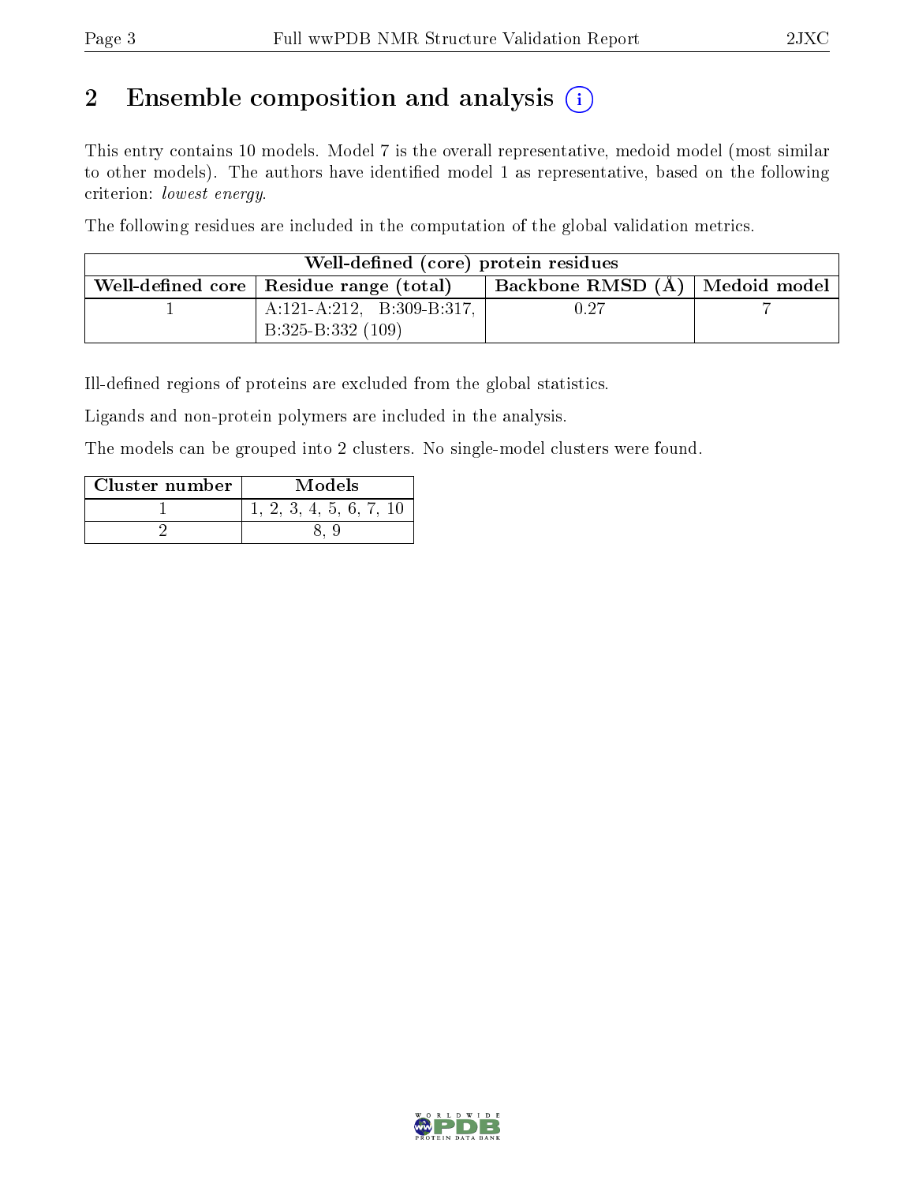## 2 Ensemble composition and analysis (i)

This entry contains 10 models. Model 7 is the overall representative, medoid model (most similar to other models). The authors have identified model 1 as representative, based on the following criterion: *lowest energy*.

The following residues are included in the computation of the global validation metrics.

| Well-defined (core) protein residues | | | |
|---|---|---|---|
| Well-defined core | Residue range (total) | Backbone RMSD (Å) | Medoid model |
| 1 | A:121-A:212, B:309-B:317, B:325-B:332 (109) | 0.27 | 7 |

Ill-defined regions of proteins are excluded from the global statistics.

Ligands and non-protein polymers are included in the analysis.

The models can be grouped into 2 clusters. No single-model clusters were found.

| Cluster number | Models |
|---|---|
| 1 | 1, 2, 3, 4, 5, 6, 7, 10 |
| 2 | 8, 9 |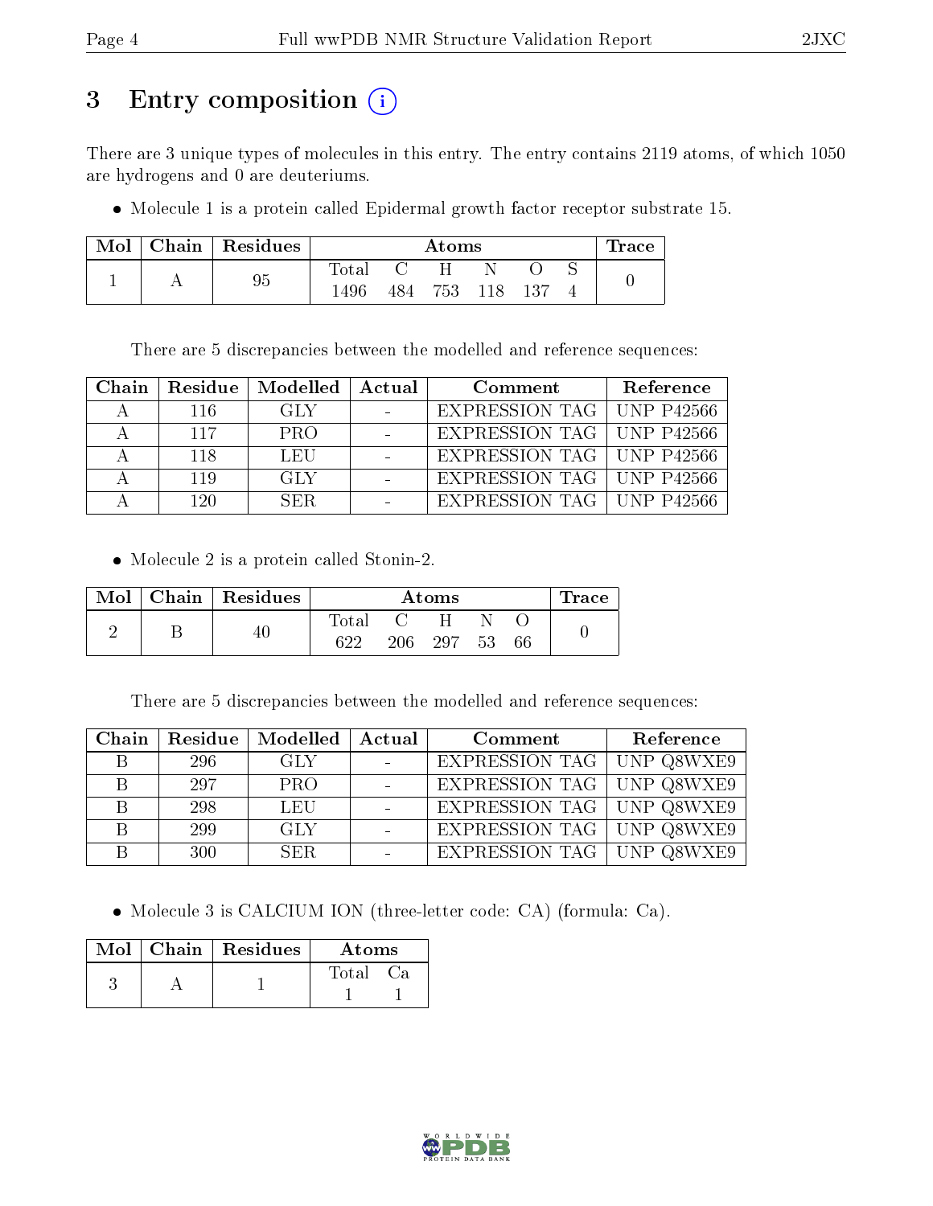# 3 Entry composition

There are 3 unique types of molecules in this entry. The entry contains 2119 atoms, of which 1050 are hydrogens and 0 are deuteriums.

- Molecule 1 is a protein called Epidermal growth factor receptor substrate 15.

| Mol | Chain | Residues | Atoms | | | | | | Trace |
|---|---|---|---|---|---|---|---|---|---|
| | | | Total | C | H | N | O | S | |
| 1 | A | 95 | 1496 | 484 | 753 | 118 | 137 | 4 | 0 |

There are 5 discrepancies between the modelled and reference sequences:

| Chain | Residue | Modelled | Actual | Comment | Reference |
|---|---|---|---|---|---|
| A | 116 | GLY | - | EXPRESSION TAG | UNP P42566 |
| A | 117 | PRO | - | EXPRESSION TAG | UNP P42566 |
| A | 118 | LEU | - | EXPRESSION TAG | UNP P42566 |
| A | 119 | GLY | - | EXPRESSION TAG | UNP P42566 |
| A | 120 | SER | - | EXPRESSION TAG | UNP P42566 |

- Molecule 2 is a protein called Stonin-2.

| Mol | Chain | Residues | Atoms | | | | | Trace |
|---|---|---|---|---|---|---|---|---|
| | | | Total | C | H | N | O | |
| 2 | B | 40 | 622 | 206 | 297 | 53 | 66 | 0 |

There are 5 discrepancies between the modelled and reference sequences:

| Chain | Residue | Modelled | Actual | Comment | Reference |
|---|---|---|---|---|---|
| B | 296 | GLY | - | EXPRESSION TAG | UNP Q8WXE9 |
| B | 297 | PRO | - | EXPRESSION TAG | UNP Q8WXE9 |
| B | 298 | LEU | - | EXPRESSION TAG | UNP Q8WXE9 |
| B | 299 | GLY | - | EXPRESSION TAG | UNP Q8WXE9 |
| B | 300 | SER | - | EXPRESSION TAG | UNP Q8WXE9 |

- Molecule 3 is CALCIUM ION (three-letter code: CA) (formula: Ca).

| Mol | Chain | Residues | Atoms | |
|---|---|---|---|---|
| | | | Total | Ca |
| 3 | A | 1 | 1 | 1 |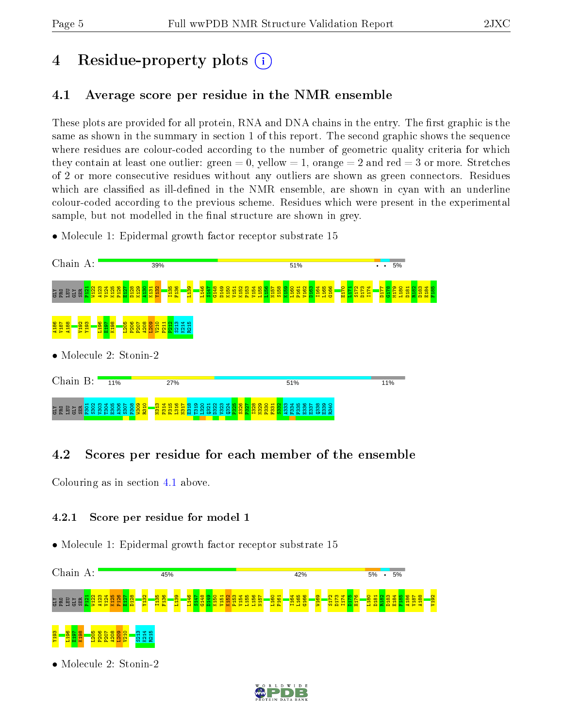# 4 Residue-property plots

## 4.1 Average score per residue in the NMR ensemble

These plots are provided for all protein, RNA and DNA chains in the entry. The first graphic is the same as shown in the summary in section 1 of this report. The second graphic shows the sequence where residues are colour-coded according to the number of geometric quality criteria for which they contain at least one outlier: green = 0, yellow = 1, orange = 2 and red = 3 or more. Stretches of 2 or more consecutive residues without any outliers are shown as green connectors. Residues which are classified as ill-defined in the NMR ensemble, are shown in cyan with an underline colour-coded according to the previous scheme. Residues which were present in the experimental sample, but not modelled in the final structure are shown in grey.

- Molecule 1: Epidermal growth factor receptor substrate 15

Chain A: 39% | 51% | • • | 5%

GLY PRO LEU GLY SER P121 W122 A123 V124 K125 P126 E127 D128 K129 A130 K131 Y132 I135 F136 L139 L146 S147 G148 D149 K150 V151 K152 P153 V154 L155 L156 N157 S158 L159 L160 P161 V162 D163 I164 L165 G166 E170 L171 S172 D173 I174 D177 G178 M179 L180 D181 R182 D183 E184 F185 A186 V187 A188 V192 Y193 L196 E197 K198 L205 P206 P207 A208 L209 V210 P211 P212 S213 K214 R215

- Molecule 2: Stonin-2

Chain B: 11% | 27% | 51% | 11%

GLY PRO LEU GLY SER P301 S302 V303 T304 E305 A306 S307 P308 W309 R310 N313 P314 F315 L316 N317 E318 T319 L320 Q321 D322 V323 Q324 F325 S326 F327 I328 N329 P330 P331 S332 A333 P334 F335 E336 E337 Q338 E339 R340

## 4.2 Scores per residue for each member of the ensemble

Colouring as in section 4.1 above.

### 4.2.1 Score per residue for model 1

- Molecule 1: Epidermal growth factor receptor substrate 15

Chain A: 45% | 42% | 5% | • | 5%

GLY PRO LEU GLY SER P121 W122 A123 V124 K125 P126 E127 D128 Y132 I135 F136 L139 L146 S147 G148 D149 K150 V151 K152 P153 V154 L155 L156 N157 L160 P161 I164 L165 G166 W169 S172 D173 I174 D175 H176 L180 D181 R182 D183 E184 F185 A186 V187 A188 V192 Y193 L196 E197 K198 L205 P206 P207 A208 L209 V210 S213 K214 R215

- Molecule 2: Stonin-2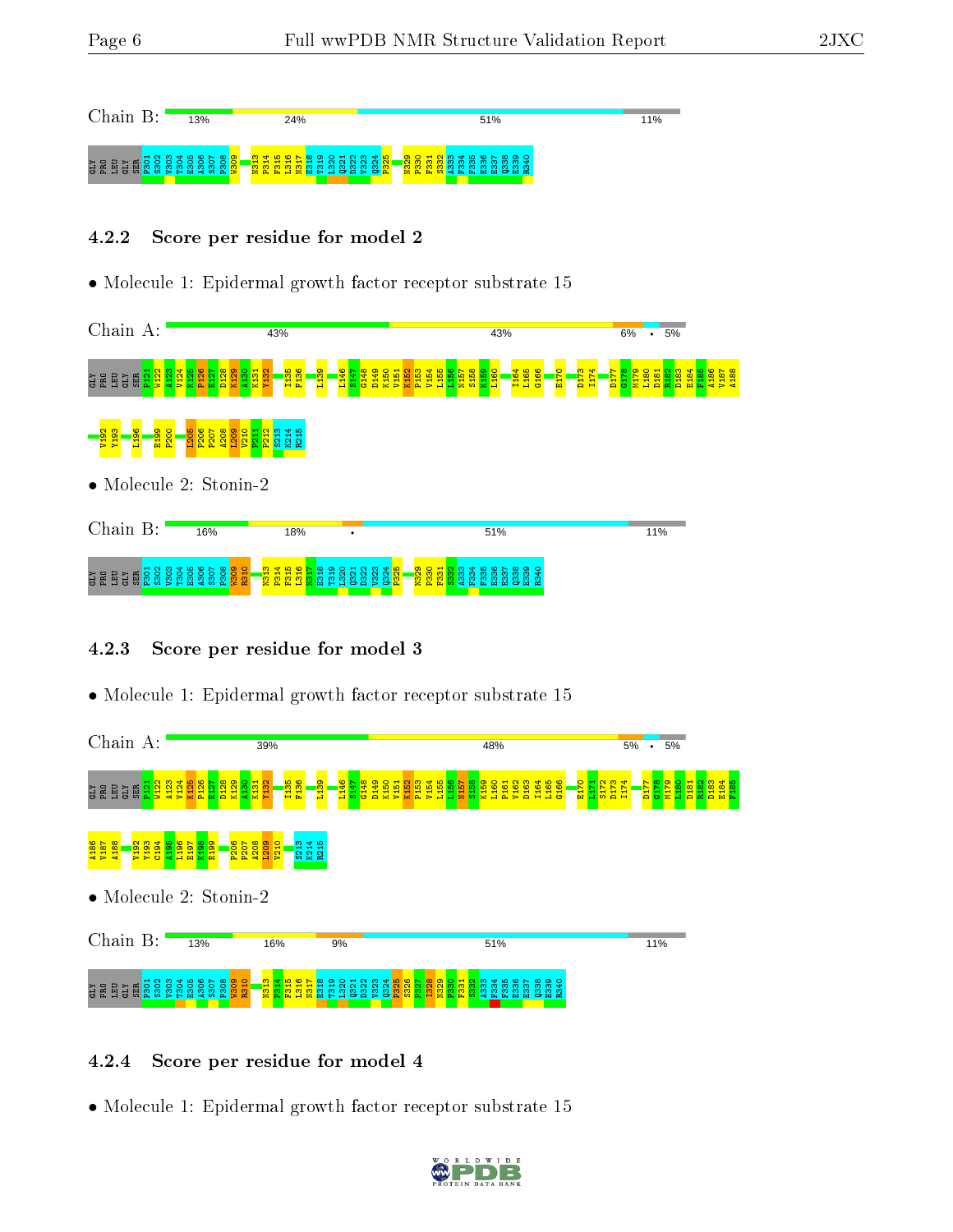Chain B: 13% 24% 51% 11%

GLY PRO LEU GLY SER P301 S302 V303 T304 E305 A306 S307 P308 W309 N313 F314 F315 L316 N317 E318 T319 L320 Q321 D322 V323 Q324 P325 N329 P330 F331 S332 A333 F334 F335 E336 E337 Q338 E339 R340

### 4.2.2 Score per residue for model 2

- Molecule 1: Epidermal growth factor receptor substrate 15

Chain A: 43% 43% 6% • 5%

GLY PRO LEU GLY SER P121 W122 A123 V124 K125 P126 E127 D128 K129 A130 K131 Y132 I135 F136 L139 L146 S147 G148 D149 K150 V151 K152 P153 V154 L155 L156 N157 S158 K159 L160 I164 L165 G166 E170 D173 I174 D177 G178 M179 L180 D181 R182 D183 E184 F185 A186 V187 A188 V192 Y193 L196 E199 P200 L205 P206 P207 A208 L209 V210 P211 P212 S213 K214 R215

- Molecule 2: Stonin-2

Chain B: 16% 18% • 51% 11%

GLY PRO LEU GLY SER P301 S302 V303 T304 E305 A306 S307 P308 W309 R310 N313 F314 F315 L316 N317 E318 T319 L320 Q321 D322 V323 Q324 P325 N329 P330 F331 S332 A333 F334 F335 E336 E337 Q338 E339 R340

### 4.2.3 Score per residue for model 3

- Molecule 1: Epidermal growth factor receptor substrate 15

Chain A: 39% 48% 5% • 5%

GLY PRO LEU GLY SER P121 W122 A123 V124 K125 P126 E127 D128 K129 A130 K131 Y132 I135 F136 L139 L146 S147 G148 D149 K150 V151 K152 P153 V154 L155 L156 N157 S158 K159 L160 P161 V162 D163 I164 L165 G166 E170 L171 S172 D173 I174 D177 G178 M179 L180 D181 R182 D183 E184 F185 A186 V187 A188 V192 Y193 C194 A195 L196 E197 K198 E199 P206 P207 A208 L209 V210 S213 K214 R215

- Molecule 2: Stonin-2

Chain B: 13% 16% 9% 51% 11%

GLY PRO LEU GLY SER P301 S302 V303 T304 E305 A306 S307 P308 W309 R310 N313 F314 F315 L316 N317 E318 T319 L320 Q321 D322 V323 Q324 P325 S326 P327 I328 N329 P330 F331 S332 A333 F334 F335 E336 E337 Q338 E339 R340

### 4.2.4 Score per residue for model 4

- Molecule 1: Epidermal growth factor receptor substrate 15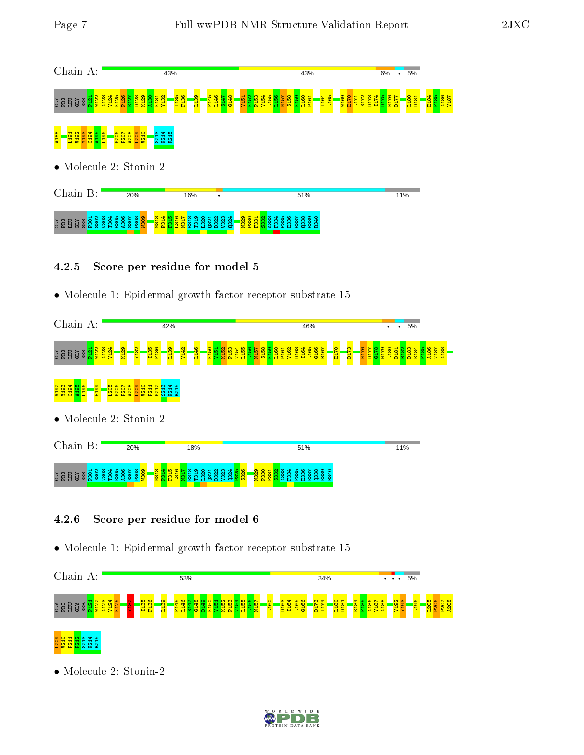Chain A:

43% | 43% | 6% | • | 5%

GLY PRO LEU GLY SER P121 W122 A123 V124 K125 P126 E127 D128 K129 A130 K131 Y132 I135 F136 L139 F145 L146 S147 G148 V151 K152 P153 V154 L155 L156 N157 S158 K159 L160 P161 I164 L165 W169 E170 L171 S172 D173 I174 D175 H176 D177 L180 D181 E184 F185 A186 V187

A188 L191 V192 Y193 C194 A195 L196 P206 P207 A208 L209 V210 S213 K214 R215

• Molecule 2: Stonin-2

Chain B:

20% | 16% | • | 51% | 11%

GLY PRO LEU GLY SER P301 S302 V303 T304 E305 A306 S307 P308 W309 N313 P314 F315 L316 N317 E318 T319 L320 Q321 D322 V323 Q324 N329 P330 F331 S332 A333 F334 F335 E336 E337 Q338 E339 R340

### 4.2.5 Score per residue for model 5

• Molecule 1: Epidermal growth factor receptor substrate 15

Chain A:

42% | 46% | • | • | 5%

GLY PRO LEU GLY SER P121 W122 A123 V124 K129 Y132 I135 F136 L139 V142 L146 K150 V151 K152 P153 V154 L155 L156 N157 S158 K159 L160 P161 V162 D163 I164 L165 G166 R167 E170 D173 H176 D177 G178 M179 L180 D181 R182 D183 E184 F185 A186 V187 A188

V192 Y193 C194 A195 L196 E199 L205 P206 P207 A208 L209 V210 P211 P212 S213 K214 R215

• Molecule 2: Stonin-2

Chain B:

20% | 18% | 51% | 11%

GLY PRO LEU GLY SER P301 S302 V303 T304 E305 A306 S307 P308 W309 N313 P314 F315 L316 N317 E318 T319 L320 Q321 D322 V323 Q324 P325 S326 N329 P330 F331 S332 A333 F334 F335 E336 E337 Q338 E339 R340

### 4.2.6 Score per residue for model 6

• Molecule 1: Epidermal growth factor receptor substrate 15

Chain A:

53% | 34% | • | • | • | 5%

GLY PRO LEU GLY SER P121 W122 A123 V124 K125 Y132 I135 F136 L139 F145 L146 S147 G148 D149 K150 V151 K152 P153 V154 L155 L156 N157 L160 D163 I164 L165 G166 D173 I174 L180 D181 E184 F185 A186 V187 A188 V192 Y193 L196 L205 P206 P207 A208

L209 V210 P211 P212 S213 K214 R215

• Molecule 2: Stonin-2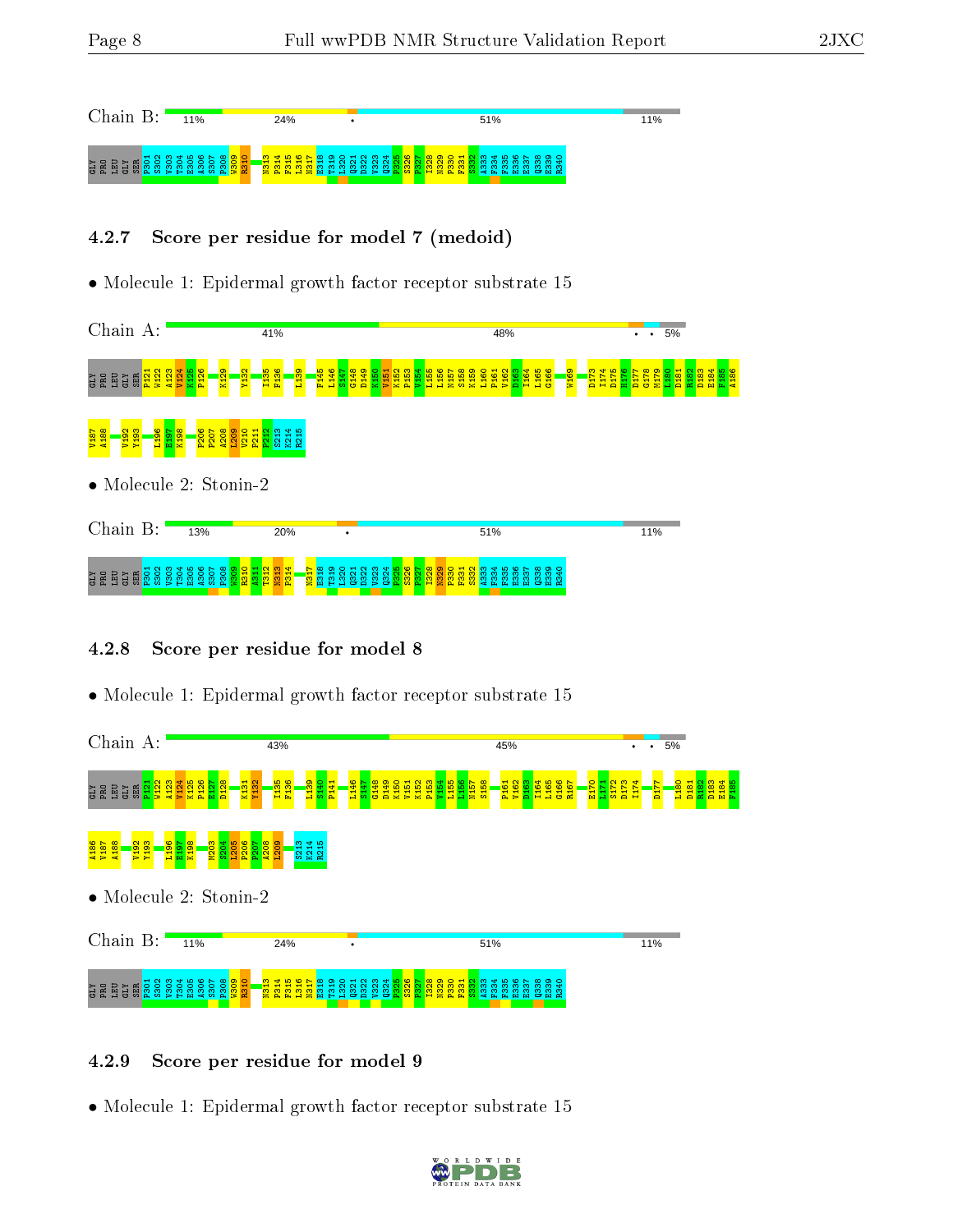Chain B: 11% 24% • 51% 11%

GLY PRO LEU GLY SER P301 S302 V303 T304 E305 A306 S307 P308 W309 R310 N313 P314 P315 L316 N317 E318 T319 L320 Q321 D322 V323 Q324 P325 S326 P327 I328 N329 P330 P331 S332 A333 F334 F335 E336 E337 Q338 E339 R340

### 4.2.7 Score per residue for model 7 (medoid)

- Molecule 1: Epidermal growth factor receptor substrate 15

Chain A: 41% 48% • • 5%

GLY PRO LEU GLY SER P121 W122 A123 V124 K125 P126 K129 Y132 I135 F136 L139 F145 L146 S147 G148 D149 K150 V151 K152 P153 V154 L155 L156 N157 S158 K159 L160 P161 V162 D163 I164 L165 G166 W169 D173 I174 D175 H176 D177 G178 M179 L180 D181 R182 D183 E184 F185 A186 V187 A188 V192 Y193 L196 E197 K198 P206 P207 A208 L209 V210 P211 F212 S213 K214 R215

- Molecule 2: Stonin-2

Chain B: 13% 20% • 51% 11%

GLY PRO LEU GLY SER P301 S302 V303 T304 E305 A306 S307 P308 W309 R310 A311 T312 N313 P314 N317 E318 T319 L320 Q321 D322 V323 Q324 P325 S326 P327 I328 N329 P330 P331 S332 A333 F334 F335 E336 E337 Q338 E339 R340

### 4.2.8 Score per residue for model 8

- Molecule 1: Epidermal growth factor receptor substrate 15

Chain A: 43% 45% • • 5%

GLY PRO LEU GLY SER P121 W122 A123 V124 K125 P126 E127 D128 K131 Y132 I135 F136 L139 S140 P141 L146 S147 G148 D149 K150 V151 K152 P153 V154 L155 L156 N157 S158 P161 V162 D163 I164 L165 G166 R167 E170 L171 S172 D173 I174 D177 L180 D181 R182 D183 E184 F185 A186 V187 A188 V192 Y193 L196 E197 K198 M203 S204 L205 P206 P207 A208 L209 S213 K214 R215

- Molecule 2: Stonin-2

Chain B: 11% 24% • 51% 11%

GLY PRO LEU GLY SER P301 S302 V303 T304 E305 A306 S307 P308 W309 R310 N313 P314 P315 L316 N317 E318 T319 L320 Q321 D322 V323 Q324 P325 S326 P327 I328 N329 P330 P331 S332 A333 F334 F335 E336 E337 Q338 E339 R340

### 4.2.9 Score per residue for model 9

- Molecule 1: Epidermal growth factor receptor substrate 15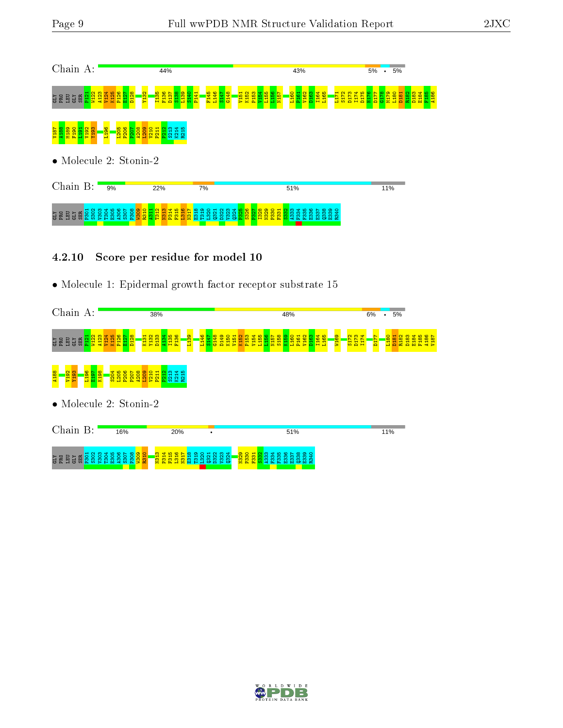Chain A: 44% 43% 5% • 5%

GLY PRO LEU GLY SER P121 W122 A123 V124 K125 P126 E127 D128 Y132 I135 F136 D137 S138 L139 S140 P141 F145 L146 S147 G148 V151 K152 P153 V154 L155 L156 N157 L160 P161 V162 D163 I164 L165 L171 S172 D173 I174 D175 H176 D177 G178 M179 L180 D181 R182 D183 E184 F185 A186 V187 A188 M189 F190 L191 V192 Y193 L196 L205 P206 P207 A208 L209 V210 P211 P212 S213 K214 R215

• Molecule 2: Stonin-2

Chain B: 9% 22% 7% 51% 11%

GLY PRO LEU GLY SER P301 S302 V303 T304 E305 A306 S307 P308 W309 R310 A311 T312 N313 P314 F315 L316 N317 E318 T319 L320 Q321 D322 V323 Q324 P325 S326 P327 I328 N329 P330 F331 S332 A333 F334 F335 E336 E337 Q338 E339 R340

### 4.2.10 Score per residue for model 10

• Molecule 1: Epidermal growth factor receptor substrate 15

Chain A: 38% 48% 6% • 5%

GLY PRO LEU GLY SER P121 W122 A123 V124 K125 P126 E127 D128 K131 Y132 D133 A134 I135 F136 L139 L146 S147 G148 D149 K150 V151 K152 P153 V154 L155 L156 N157 S158 K159 L160 P161 V162 D163 I164 L165 W169 S172 D173 I174 D177 L180 D181 R182 D183 E184 F185 A186 V187 A188 V192 Y193 L196 E197 K198 S204 L205 P206 P207 A208 L209 V210 P211 P212 S213 K214 R215

• Molecule 2: Stonin-2

Chain B: 16% 20% • 51% 11%

GLY PRO LEU GLY SER P301 S302 V303 T304 E305 A306 S307 P308 W309 R310 N313 P314 F315 L316 N317 E318 T319 L320 Q321 D322 V323 Q324 N329 P330 F331 S332 A333 F334 F335 E336 E337 Q338 E339 R340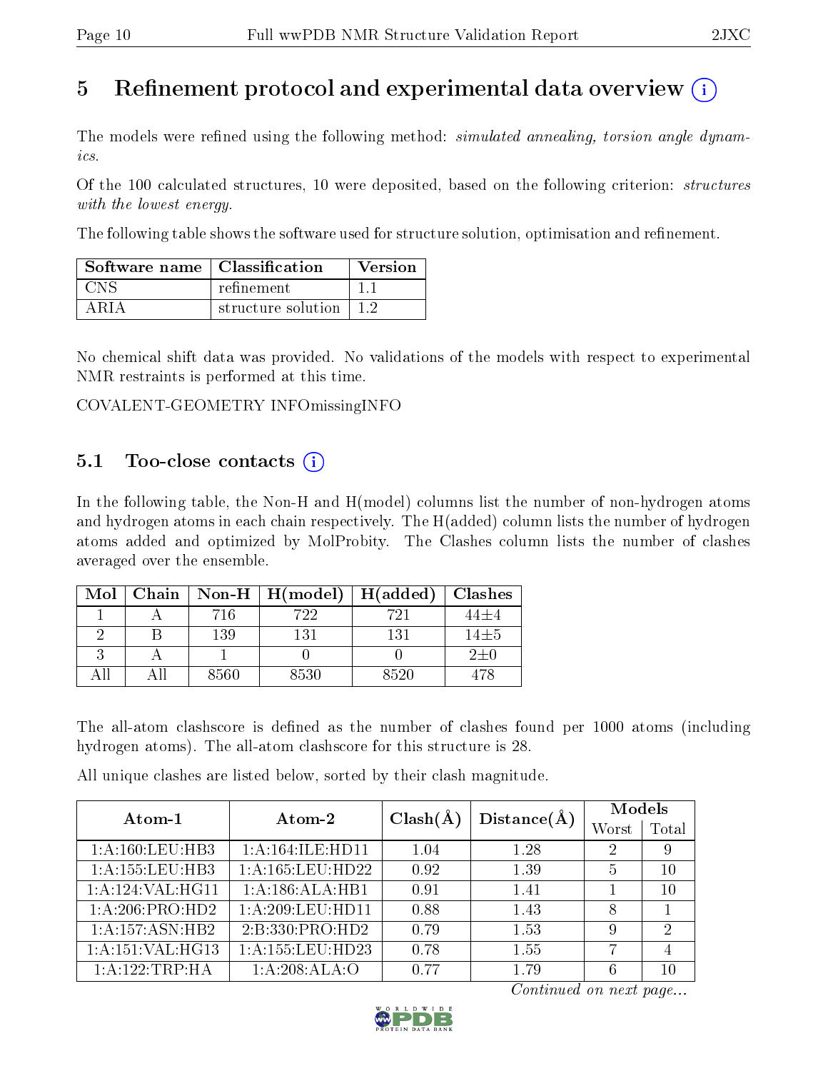# 5 Refinement protocol and experimental data overview

The models were refined using the following method: *simulated annealing, torsion angle dynamics*.

Of the 100 calculated structures, 10 were deposited, based on the following criterion: *structures with the lowest energy*.

The following table shows the software used for structure solution, optimisation and refinement.

| Software name | Classification | Version |
|---|---|---|
| CNS | refinement | 1.1 |
| ARIA | structure solution | 1.2 |

No chemical shift data was provided. No validations of the models with respect to experimental NMR restraints is performed at this time.

COVALENT-GEOMETRY INFOmissingINFO

## 5.1 Too-close contacts

In the following table, the Non-H and H(model) columns list the number of non-hydrogen atoms and hydrogen atoms in each chain respectively. The H(added) column lists the number of hydrogen atoms added and optimized by MolProbity. The Clashes column lists the number of clashes averaged over the ensemble.

| Mol | Chain | Non-H | H(model) | H(added) | Clashes |
|---|---|---|---|---|---|
| 1 | A | 716 | 722 | 721 | 44±4 |
| 2 | B | 139 | 131 | 131 | 14±5 |
| 3 | A | 1 | 0 | 0 | 2±0 |
| All | All | 8560 | 8530 | 8520 | 478 |

The all-atom clashscore is defined as the number of clashes found per 1000 atoms (including hydrogen atoms). The all-atom clashscore for this structure is 28.

All unique clashes are listed below, sorted by their clash magnitude.

| Atom-1 | Atom-2 | Clash(Å) | Distance(Å) | Models | |
|---|---|---|---|---|---|
| | | | | Worst | Total |
| 1:A:160:LEU:HB3 | 1:A:164:ILE:HD11 | 1.04 | 1.28 | 2 | 9 |
| 1:A:155:LEU:HB3 | 1:A:165:LEU:HD22 | 0.92 | 1.39 | 5 | 10 |
| 1:A:124:VAL:HG11 | 1:A:186:ALA:HB1 | 0.91 | 1.41 | 1 | 10 |
| 1:A:206:PRO:HD2 | 1:A:209:LEU:HD11 | 0.88 | 1.43 | 8 | 1 |
| 1:A:157:ASN:HB2 | 2:B:330:PRO:HD2 | 0.79 | 1.53 | 9 | 2 |
| 1:A:151:VAL:HG13 | 1:A:155:LEU:HD23 | 0.78 | 1.55 | 7 | 4 |
| 1:A:122:TRP:HA | 1:A:208:ALA:O | 0.77 | 1.79 | 6 | 10 |

*Continued on next page...*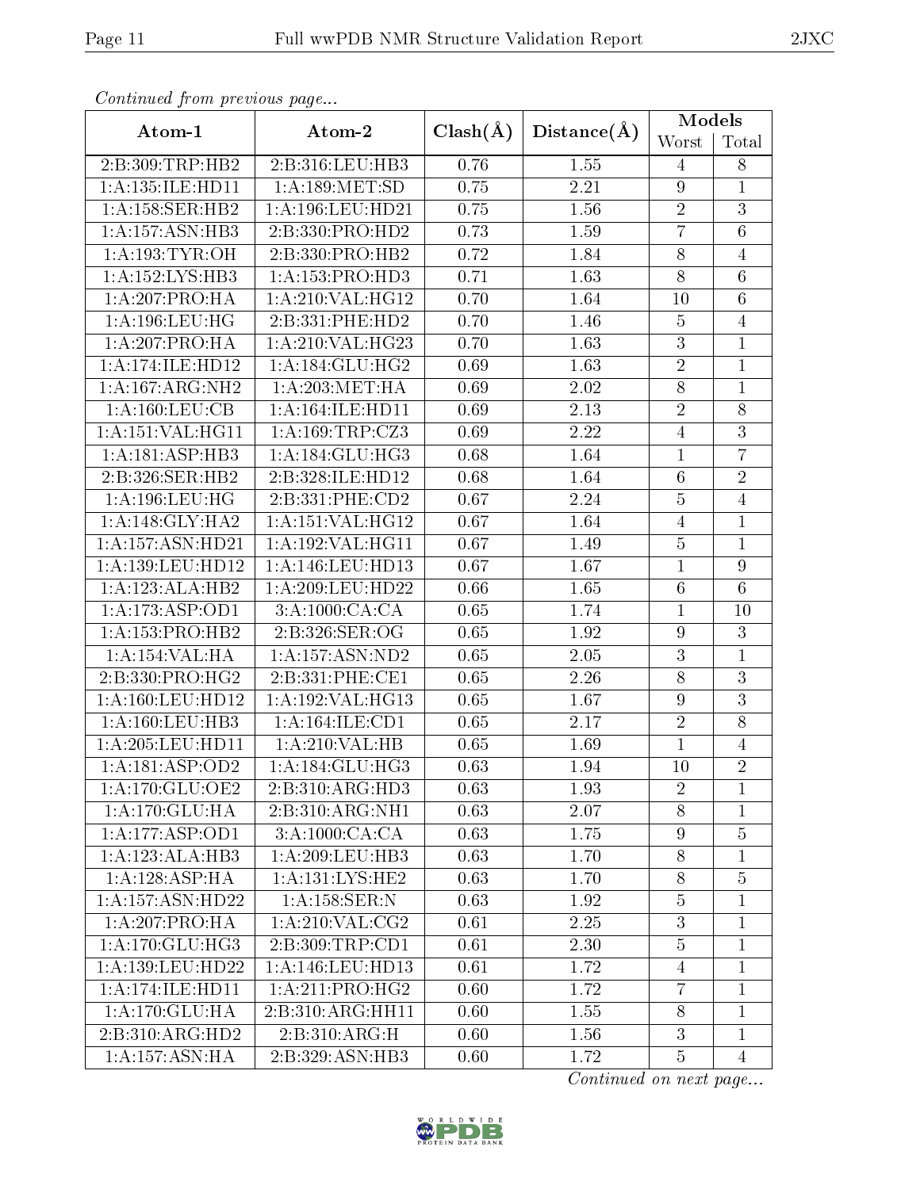*Continued from previous page...*

| Atom-1 | Atom-2 | Clash(Å) | Distance(Å) | Models | |
|---|---|---|---|---|---|
| | | | | Worst | Total |
| 2:B:309:TRP:HB2 | 2:B:316:LEU:HB3 | 0.76 | 1.55 | 4 | 8 |
| 1:A:135:ILE:HD11 | 1:A:189:MET:SD | 0.75 | 2.21 | 9 | 1 |
| 1:A:158:SER:HB2 | 1:A:196:LEU:HD21 | 0.75 | 1.56 | 2 | 3 |
| 1:A:157:ASN:HB3 | 2:B:330:PRO:HD2 | 0.73 | 1.59 | 7 | 6 |
| 1:A:193:TYR:OH | 2:B:330:PRO:HB2 | 0.72 | 1.84 | 8 | 4 |
| 1:A:152:LYS:HB3 | 1:A:153:PRO:HD3 | 0.71 | 1.63 | 8 | 6 |
| 1:A:207:PRO:HA | 1:A:210:VAL:HG12 | 0.70 | 1.64 | 10 | 6 |
| 1:A:196:LEU:HG | 2:B:331:PHE:HD2 | 0.70 | 1.46 | 5 | 4 |
| 1:A:207:PRO:HA | 1:A:210:VAL:HG23 | 0.70 | 1.63 | 3 | 1 |
| 1:A:174:ILE:HD12 | 1:A:184:GLU:HG2 | 0.69 | 1.63 | 2 | 1 |
| 1:A:167:ARG:NH2 | 1:A:203:MET:HA | 0.69 | 2.02 | 8 | 1 |
| 1:A:160:LEU:CB | 1:A:164:ILE:HD11 | 0.69 | 2.13 | 2 | 8 |
| 1:A:151:VAL:HG11 | 1:A:169:TRP:CZ3 | 0.69 | 2.22 | 4 | 3 |
| 1:A:181:ASP:HB3 | 1:A:184:GLU:HG3 | 0.68 | 1.64 | 1 | 7 |
| 2:B:326:SER:HB2 | 2:B:328:ILE:HD12 | 0.68 | 1.64 | 6 | 2 |
| 1:A:196:LEU:HG | 2:B:331:PHE:CD2 | 0.67 | 2.24 | 5 | 4 |
| 1:A:148:GLY:HA2 | 1:A:151:VAL:HG12 | 0.67 | 1.64 | 4 | 1 |
| 1:A:157:ASN:HD21 | 1:A:192:VAL:HG11 | 0.67 | 1.49 | 5 | 1 |
| 1:A:139:LEU:HD12 | 1:A:146:LEU:HD13 | 0.67 | 1.67 | 1 | 9 |
| 1:A:123:ALA:HB2 | 1:A:209:LEU:HD22 | 0.66 | 1.65 | 6 | 6 |
| 1:A:173:ASP:OD1 | 3:A:1000:CA:CA | 0.65 | 1.74 | 1 | 10 |
| 1:A:153:PRO:HB2 | 2:B:326:SER:OG | 0.65 | 1.92 | 9 | 3 |
| 1:A:154:VAL:HA | 1:A:157:ASN:ND2 | 0.65 | 2.05 | 3 | 1 |
| 2:B:330:PRO:HG2 | 2:B:331:PHE:CE1 | 0.65 | 2.26 | 8 | 3 |
| 1:A:160:LEU:HD12 | 1:A:192:VAL:HG13 | 0.65 | 1.67 | 9 | 3 |
| 1:A:160:LEU:HB3 | 1:A:164:ILE:CD1 | 0.65 | 2.17 | 2 | 8 |
| 1:A:205:LEU:HD11 | 1:A:210:VAL:HB | 0.65 | 1.69 | 1 | 4 |
| 1:A:181:ASP:OD2 | 1:A:184:GLU:HG3 | 0.63 | 1.94 | 10 | 2 |
| 1:A:170:GLU:OE2 | 2:B:310:ARG:HD3 | 0.63 | 1.93 | 2 | 1 |
| 1:A:170:GLU:HA | 2:B:310:ARG:NH1 | 0.63 | 2.07 | 8 | 1 |
| 1:A:177:ASP:OD1 | 3:A:1000:CA:CA | 0.63 | 1.75 | 9 | 5 |
| 1:A:123:ALA:HB3 | 1:A:209:LEU:HB3 | 0.63 | 1.70 | 8 | 1 |
| 1:A:128:ASP:HA | 1:A:131:LYS:HE2 | 0.63 | 1.70 | 8 | 5 |
| 1:A:157:ASN:HD22 | 1:A:158:SER:N | 0.63 | 1.92 | 5 | 1 |
| 1:A:207:PRO:HA | 1:A:210:VAL:CG2 | 0.61 | 2.25 | 3 | 1 |
| 1:A:170:GLU:HG3 | 2:B:309:TRP:CD1 | 0.61 | 2.30 | 5 | 1 |
| 1:A:139:LEU:HD22 | 1:A:146:LEU:HD13 | 0.61 | 1.72 | 4 | 1 |
| 1:A:174:ILE:HD11 | 1:A:211:PRO:HG2 | 0.60 | 1.72 | 7 | 1 |
| 1:A:170:GLU:HA | 2:B:310:ARG:HH11 | 0.60 | 1.55 | 8 | 1 |
| 2:B:310:ARG:HD2 | 2:B:310:ARG:H | 0.60 | 1.56 | 3 | 1 |
| 1:A:157:ASN:HA | 2:B:329:ASN:HB3 | 0.60 | 1.72 | 5 | 4 |

*Continued on next page...*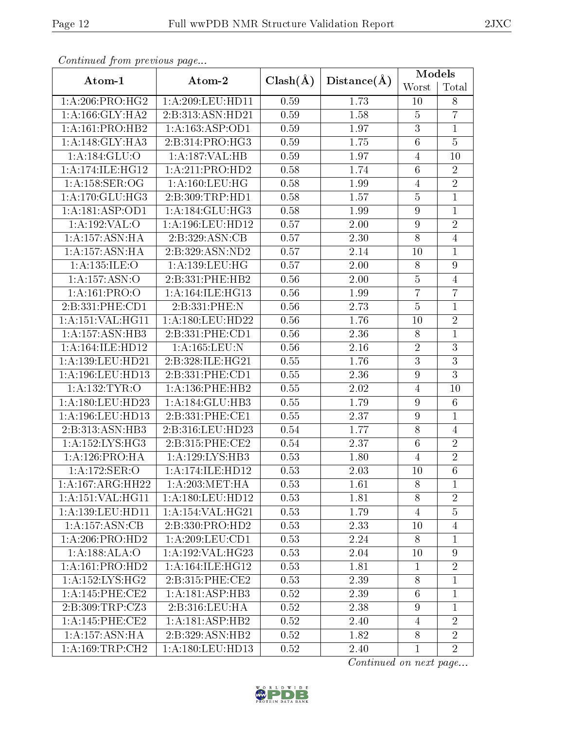*Continued from previous page...*

| Atom-1 | Atom-2 | Clash(Å) | Distance(Å) | Models | |
|---|---|---|---|---|---|
| | | | | Worst | Total |
| 1:A:206:PRO:HG2 | 1:A:209:LEU:HD11 | 0.59 | 1.73 | 10 | 8 |
| 1:A:166:GLY:HA2 | 2:B:313:ASN:HD21 | 0.59 | 1.58 | 5 | 7 |
| 1:A:161:PRO:HB2 | 1:A:163:ASP:OD1 | 0.59 | 1.97 | 3 | 1 |
| 1:A:148:GLY:HA3 | 2:B:314:PRO:HG3 | 0.59 | 1.75 | 6 | 5 |
| 1:A:184:GLU:O | 1:A:187:VAL:HB | 0.59 | 1.97 | 4 | 10 |
| 1:A:174:ILE:HG12 | 1:A:211:PRO:HD2 | 0.58 | 1.74 | 6 | 2 |
| 1:A:158:SER:OG | 1:A:160:LEU:HG | 0.58 | 1.99 | 4 | 2 |
| 1:A:170:GLU:HG3 | 2:B:309:TRP:HD1 | 0.58 | 1.57 | 5 | 1 |
| 1:A:181:ASP:OD1 | 1:A:184:GLU:HG3 | 0.58 | 1.99 | 9 | 1 |
| 1:A:192:VAL:O | 1:A:196:LEU:HD12 | 0.57 | 2.00 | 9 | 2 |
| 1:A:157:ASN:HA | 2:B:329:ASN:CB | 0.57 | 2.30 | 8 | 4 |
| 1:A:157:ASN:HA | 2:B:329:ASN:ND2 | 0.57 | 2.14 | 10 | 1 |
| 1:A:135:ILE:O | 1:A:139:LEU:HG | 0.57 | 2.00 | 8 | 9 |
| 1:A:157:ASN:O | 2:B:331:PHE:HB2 | 0.56 | 2.00 | 5 | 4 |
| 1:A:161:PRO:O | 1:A:164:ILE:HG13 | 0.56 | 1.99 | 7 | 7 |
| 2:B:331:PHE:CD1 | 2:B:331:PHE:N | 0.56 | 2.73 | 5 | 1 |
| 1:A:151:VAL:HG11 | 1:A:180:LEU:HD22 | 0.56 | 1.76 | 10 | 2 |
| 1:A:157:ASN:HB3 | 2:B:331:PHE:CD1 | 0.56 | 2.36 | 8 | 1 |
| 1:A:164:ILE:HD12 | 1:A:165:LEU:N | 0.56 | 2.16 | 2 | 3 |
| 1:A:139:LEU:HD21 | 2:B:328:ILE:HG21 | 0.55 | 1.76 | 3 | 3 |
| 1:A:196:LEU:HD13 | 2:B:331:PHE:CD1 | 0.55 | 2.36 | 9 | 3 |
| 1:A:132:TYR:O | 1:A:136:PHE:HB2 | 0.55 | 2.02 | 4 | 10 |
| 1:A:180:LEU:HD23 | 1:A:184:GLU:HB3 | 0.55 | 1.79 | 9 | 6 |
| 1:A:196:LEU:HD13 | 2:B:331:PHE:CE1 | 0.55 | 2.37 | 9 | 1 |
| 2:B:313:ASN:HB3 | 2:B:316:LEU:HD23 | 0.54 | 1.77 | 8 | 4 |
| 1:A:152:LYS:HG3 | 2:B:315:PHE:CE2 | 0.54 | 2.37 | 6 | 2 |
| 1:A:126:PRO:HA | 1:A:129:LYS:HB3 | 0.53 | 1.80 | 4 | 2 |
| 1:A:172:SER:O | 1:A:174:ILE:HD12 | 0.53 | 2.03 | 10 | 6 |
| 1:A:167:ARG:HH22 | 1:A:203:MET:HA | 0.53 | 1.61 | 8 | 1 |
| 1:A:151:VAL:HG11 | 1:A:180:LEU:HD12 | 0.53 | 1.81 | 8 | 2 |
| 1:A:139:LEU:HD11 | 1:A:154:VAL:HG21 | 0.53 | 1.79 | 4 | 5 |
| 1:A:157:ASN:CB | 2:B:330:PRO:HD2 | 0.53 | 2.33 | 10 | 4 |
| 1:A:206:PRO:HD2 | 1:A:209:LEU:CD1 | 0.53 | 2.24 | 8 | 1 |
| 1:A:188:ALA:O | 1:A:192:VAL:HG23 | 0.53 | 2.04 | 10 | 9 |
| 1:A:161:PRO:HD2 | 1:A:164:ILE:HG12 | 0.53 | 1.81 | 1 | 2 |
| 1:A:152:LYS:HG2 | 2:B:315:PHE:CE2 | 0.53 | 2.39 | 8 | 1 |
| 1:A:145:PHE:CE2 | 1:A:181:ASP:HB3 | 0.52 | 2.39 | 6 | 1 |
| 2:B:309:TRP:CZ3 | 2:B:316:LEU:HA | 0.52 | 2.38 | 9 | 1 |
| 1:A:145:PHE:CE2 | 1:A:181:ASP:HB2 | 0.52 | 2.40 | 4 | 2 |
| 1:A:157:ASN:HA | 2:B:329:ASN:HB2 | 0.52 | 1.82 | 8 | 2 |
| 1:A:169:TRP:CH2 | 1:A:180:LEU:HD13 | 0.52 | 2.40 | 1 | 2 |

*Continued on next page...*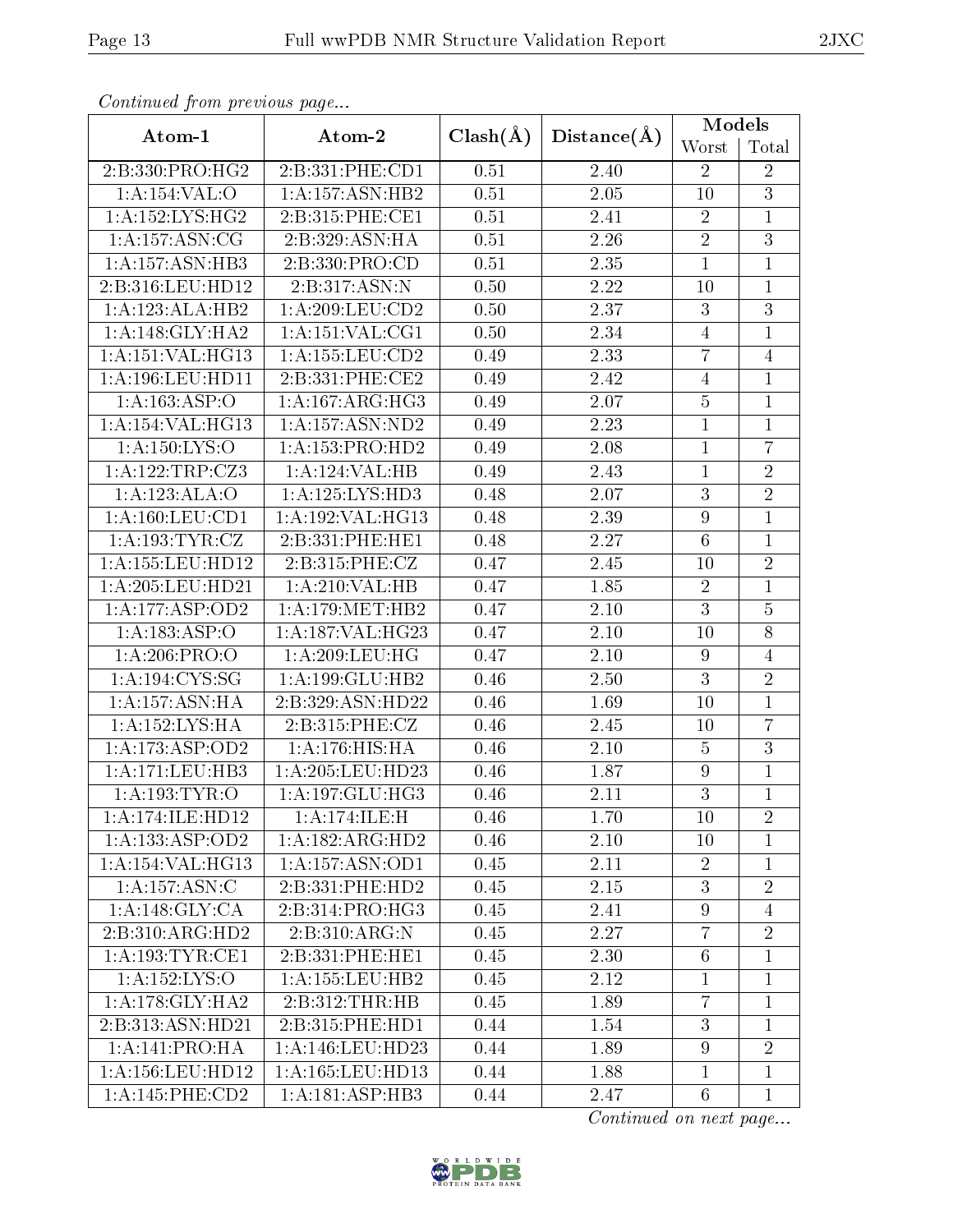*Continued from previous page...*

| Atom-1 | Atom-2 | Clash(Å) | Distance(Å) | Models | |
|---|---|---|---|---|---|
| | | | | Worst | Total |
| 2:B:330:PRO:HG2 | 2:B:331:PHE:CD1 | 0.51 | 2.40 | 2 | 2 |
| 1:A:154:VAL:O | 1:A:157:ASN:HB2 | 0.51 | 2.05 | 10 | 3 |
| 1:A:152:LYS:HG2 | 2:B:315:PHE:CE1 | 0.51 | 2.41 | 2 | 1 |
| 1:A:157:ASN:CG | 2:B:329:ASN:HA | 0.51 | 2.26 | 2 | 3 |
| 1:A:157:ASN:HB3 | 2:B:330:PRO:CD | 0.51 | 2.35 | 1 | 1 |
| 2:B:316:LEU:HD12 | 2:B:317:ASN:N | 0.50 | 2.22 | 10 | 1 |
| 1:A:123:ALA:HB2 | 1:A:209:LEU:CD2 | 0.50 | 2.37 | 3 | 3 |
| 1:A:148:GLY:HA2 | 1:A:151:VAL:CG1 | 0.50 | 2.34 | 4 | 1 |
| 1:A:151:VAL:HG13 | 1:A:155:LEU:CD2 | 0.49 | 2.33 | 7 | 4 |
| 1:A:196:LEU:HD11 | 2:B:331:PHE:CE2 | 0.49 | 2.42 | 4 | 1 |
| 1:A:163:ASP:O | 1:A:167:ARG:HG3 | 0.49 | 2.07 | 5 | 1 |
| 1:A:154:VAL:HG13 | 1:A:157:ASN:ND2 | 0.49 | 2.23 | 1 | 1 |
| 1:A:150:LYS:O | 1:A:153:PRO:HD2 | 0.49 | 2.08 | 1 | 7 |
| 1:A:122:TRP:CZ3 | 1:A:124:VAL:HB | 0.49 | 2.43 | 1 | 2 |
| 1:A:123:ALA:O | 1:A:125:LYS:HD3 | 0.48 | 2.07 | 3 | 2 |
| 1:A:160:LEU:CD1 | 1:A:192:VAL:HG13 | 0.48 | 2.39 | 9 | 1 |
| 1:A:193:TYR:CZ | 2:B:331:PHE:HE1 | 0.48 | 2.27 | 6 | 1 |
| 1:A:155:LEU:HD12 | 2:B:315:PHE:CZ | 0.47 | 2.45 | 10 | 2 |
| 1:A:205:LEU:HD21 | 1:A:210:VAL:HB | 0.47 | 1.85 | 2 | 1 |
| 1:A:177:ASP:OD2 | 1:A:179:MET:HB2 | 0.47 | 2.10 | 3 | 5 |
| 1:A:183:ASP:O | 1:A:187:VAL:HG23 | 0.47 | 2.10 | 10 | 8 |
| 1:A:206:PRO:O | 1:A:209:LEU:HG | 0.47 | 2.10 | 9 | 4 |
| 1:A:194:CYS:SG | 1:A:199:GLU:HB2 | 0.46 | 2.50 | 3 | 2 |
| 1:A:157:ASN:HA | 2:B:329:ASN:HD22 | 0.46 | 1.69 | 10 | 1 |
| 1:A:152:LYS:HA | 2:B:315:PHE:CZ | 0.46 | 2.45 | 10 | 7 |
| 1:A:173:ASP:OD2 | 1:A:176:HIS:HA | 0.46 | 2.10 | 5 | 3 |
| 1:A:171:LEU:HB3 | 1:A:205:LEU:HD23 | 0.46 | 1.87 | 9 | 1 |
| 1:A:193:TYR:O | 1:A:197:GLU:HG3 | 0.46 | 2.11 | 3 | 1 |
| 1:A:174:ILE:HD12 | 1:A:174:ILE:H | 0.46 | 1.70 | 10 | 2 |
| 1:A:133:ASP:OD2 | 1:A:182:ARG:HD2 | 0.46 | 2.10 | 10 | 1 |
| 1:A:154:VAL:HG13 | 1:A:157:ASN:OD1 | 0.45 | 2.11 | 2 | 1 |
| 1:A:157:ASN:C | 2:B:331:PHE:HD2 | 0.45 | 2.15 | 3 | 2 |
| 1:A:148:GLY:CA | 2:B:314:PRO:HG3 | 0.45 | 2.41 | 9 | 4 |
| 2:B:310:ARG:HD2 | 2:B:310:ARG:N | 0.45 | 2.27 | 7 | 2 |
| 1:A:193:TYR:CE1 | 2:B:331:PHE:HE1 | 0.45 | 2.30 | 6 | 1 |
| 1:A:152:LYS:O | 1:A:155:LEU:HB2 | 0.45 | 2.12 | 1 | 1 |
| 1:A:178:GLY:HA2 | 2:B:312:THR:HB | 0.45 | 1.89 | 7 | 1 |
| 2:B:313:ASN:HD21 | 2:B:315:PHE:HD1 | 0.44 | 1.54 | 3 | 1 |
| 1:A:141:PRO:HA | 1:A:146:LEU:HD23 | 0.44 | 1.89 | 9 | 2 |
| 1:A:156:LEU:HD12 | 1:A:165:LEU:HD13 | 0.44 | 1.88 | 1 | 1 |
| 1:A:145:PHE:CD2 | 1:A:181:ASP:HB3 | 0.44 | 2.47 | 6 | 1 |

*Continued on next page...*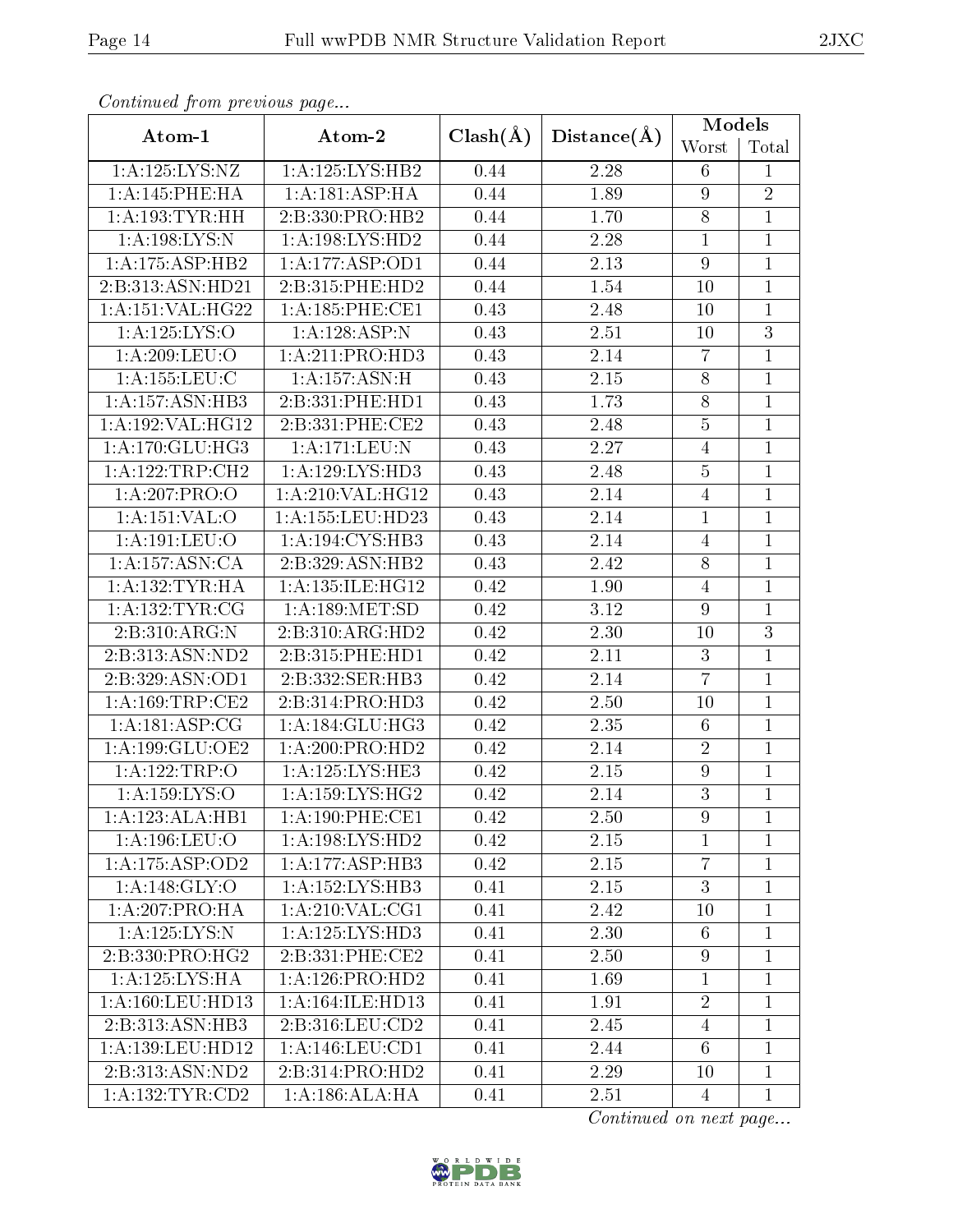*Continued from previous page...*

| Atom-1 | Atom-2 | Clash(Å) | Distance(Å) | Models | |
|---|---|---|---|---|---|
| | | | | Worst | Total |
| 1:A:125:LYS:NZ | 1:A:125:LYS:HB2 | 0.44 | 2.28 | 6 | 1 |
| 1:A:145:PHE:HA | 1:A:181:ASP:HA | 0.44 | 1.89 | 9 | 2 |
| 1:A:193:TYR:HH | 2:B:330:PRO:HB2 | 0.44 | 1.70 | 8 | 1 |
| 1:A:198:LYS:N | 1:A:198:LYS:HD2 | 0.44 | 2.28 | 1 | 1 |
| 1:A:175:ASP:HB2 | 1:A:177:ASP:OD1 | 0.44 | 2.13 | 9 | 1 |
| 2:B:313:ASN:HD21 | 2:B:315:PHE:HD2 | 0.44 | 1.54 | 10 | 1 |
| 1:A:151:VAL:HG22 | 1:A:185:PHE:CE1 | 0.43 | 2.48 | 10 | 1 |
| 1:A:125:LYS:O | 1:A:128:ASP:N | 0.43 | 2.51 | 10 | 3 |
| 1:A:209:LEU:O | 1:A:211:PRO:HD3 | 0.43 | 2.14 | 7 | 1 |
| 1:A:155:LEU:C | 1:A:157:ASN:H | 0.43 | 2.15 | 8 | 1 |
| 1:A:157:ASN:HB3 | 2:B:331:PHE:HD1 | 0.43 | 1.73 | 8 | 1 |
| 1:A:192:VAL:HG12 | 2:B:331:PHE:CE2 | 0.43 | 2.48 | 5 | 1 |
| 1:A:170:GLU:HG3 | 1:A:171:LEU:N | 0.43 | 2.27 | 4 | 1 |
| 1:A:122:TRP:CH2 | 1:A:129:LYS:HD3 | 0.43 | 2.48 | 5 | 1 |
| 1:A:207:PRO:O | 1:A:210:VAL:HG12 | 0.43 | 2.14 | 4 | 1 |
| 1:A:151:VAL:O | 1:A:155:LEU:HD23 | 0.43 | 2.14 | 1 | 1 |
| 1:A:191:LEU:O | 1:A:194:CYS:HB3 | 0.43 | 2.14 | 4 | 1 |
| 1:A:157:ASN:CA | 2:B:329:ASN:HB2 | 0.43 | 2.42 | 8 | 1 |
| 1:A:132:TYR:HA | 1:A:135:ILE:HG12 | 0.42 | 1.90 | 4 | 1 |
| 1:A:132:TYR:CG | 1:A:189:MET:SD | 0.42 | 3.12 | 9 | 1 |
| 2:B:310:ARG:N | 2:B:310:ARG:HD2 | 0.42 | 2.30 | 10 | 3 |
| 2:B:313:ASN:ND2 | 2:B:315:PHE:HD1 | 0.42 | 2.11 | 3 | 1 |
| 2:B:329:ASN:OD1 | 2:B:332:SER:HB3 | 0.42 | 2.14 | 7 | 1 |
| 1:A:169:TRP:CE2 | 2:B:314:PRO:HD3 | 0.42 | 2.50 | 10 | 1 |
| 1:A:181:ASP:CG | 1:A:184:GLU:HG3 | 0.42 | 2.35 | 6 | 1 |
| 1:A:199:GLU:OE2 | 1:A:200:PRO:HD2 | 0.42 | 2.14 | 2 | 1 |
| 1:A:122:TRP:O | 1:A:125:LYS:HE3 | 0.42 | 2.15 | 9 | 1 |
| 1:A:159:LYS:O | 1:A:159:LYS:HG2 | 0.42 | 2.14 | 3 | 1 |
| 1:A:123:ALA:HB1 | 1:A:190:PHE:CE1 | 0.42 | 2.50 | 9 | 1 |
| 1:A:196:LEU:O | 1:A:198:LYS:HD2 | 0.42 | 2.15 | 1 | 1 |
| 1:A:175:ASP:OD2 | 1:A:177:ASP:HB3 | 0.42 | 2.15 | 7 | 1 |
| 1:A:148:GLY:O | 1:A:152:LYS:HB3 | 0.41 | 2.15 | 3 | 1 |
| 1:A:207:PRO:HA | 1:A:210:VAL:CG1 | 0.41 | 2.42 | 10 | 1 |
| 1:A:125:LYS:N | 1:A:125:LYS:HD3 | 0.41 | 2.30 | 6 | 1 |
| 2:B:330:PRO:HG2 | 2:B:331:PHE:CE2 | 0.41 | 2.50 | 9 | 1 |
| 1:A:125:LYS:HA | 1:A:126:PRO:HD2 | 0.41 | 1.69 | 1 | 1 |
| 1:A:160:LEU:HD13 | 1:A:164:ILE:HD13 | 0.41 | 1.91 | 2 | 1 |
| 2:B:313:ASN:HB3 | 2:B:316:LEU:CD2 | 0.41 | 2.45 | 4 | 1 |
| 1:A:139:LEU:HD12 | 1:A:146:LEU:CD1 | 0.41 | 2.44 | 6 | 1 |
| 2:B:313:ASN:ND2 | 2:B:314:PRO:HD2 | 0.41 | 2.29 | 10 | 1 |
| 1:A:132:TYR:CD2 | 1:A:186:ALA:HA | 0.41 | 2.51 | 4 | 1 |

*Continued on next page...*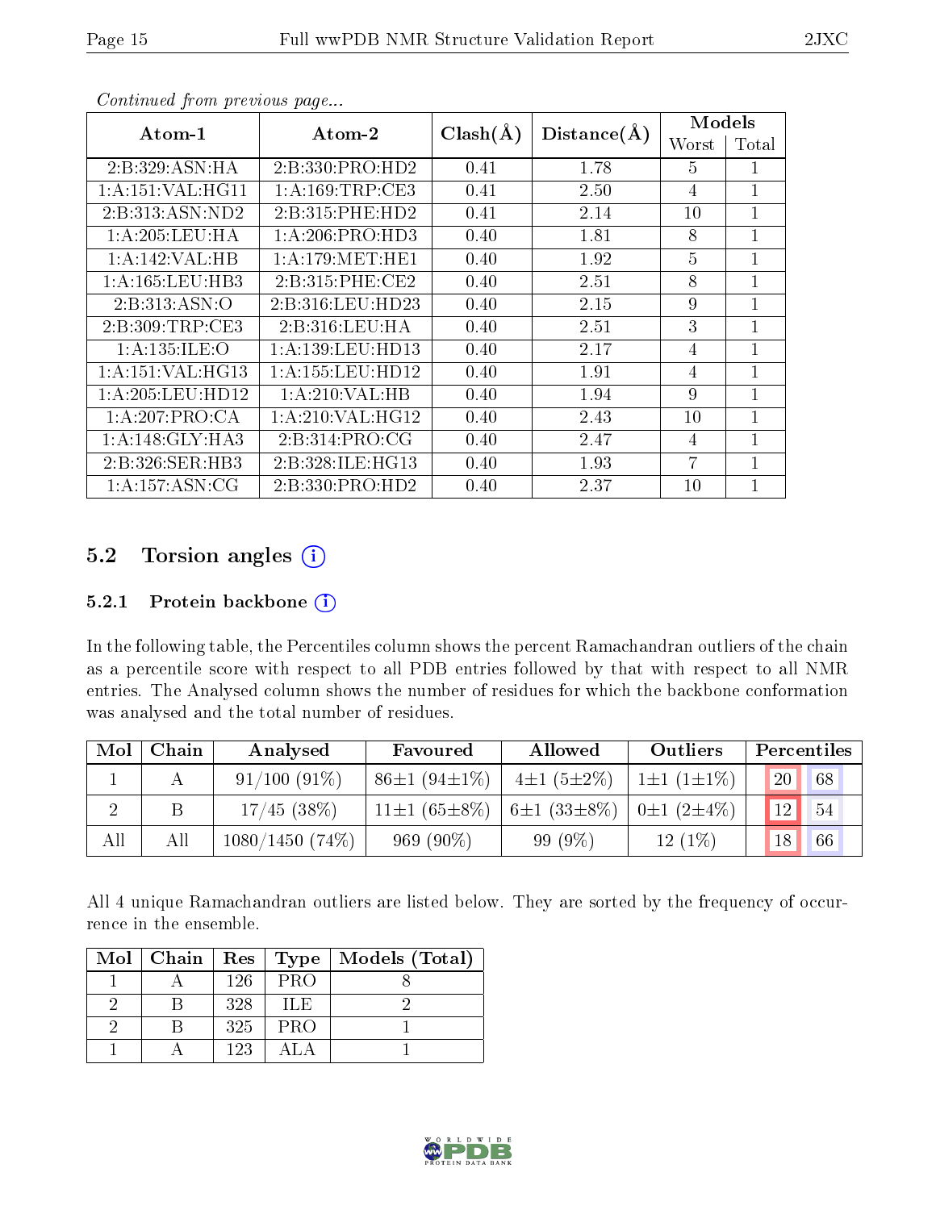*Continued from previous page...*

| Atom-1 | Atom-2 | Clash(Å) | Distance(Å) | Models | |
|---|---|---|---|---|---|
| | | | | Worst | Total |
| 2:B:329:ASN:HA | 2:B:330:PRO:HD2 | 0.41 | 1.78 | 5 | 1 |
| 1:A:151:VAL:HG11 | 1:A:169:TRP:CE3 | 0.41 | 2.50 | 4 | 1 |
| 2:B:313:ASN:ND2 | 2:B:315:PHE:HD2 | 0.41 | 2.14 | 10 | 1 |
| 1:A:205:LEU:HA | 1:A:206:PRO:HD3 | 0.40 | 1.81 | 8 | 1 |
| 1:A:142:VAL:HB | 1:A:179:MET:HE1 | 0.40 | 1.92 | 5 | 1 |
| 1:A:165:LEU:HB3 | 2:B:315:PHE:CE2 | 0.40 | 2.51 | 8 | 1 |
| 2:B:313:ASN:O | 2:B:316:LEU:HD23 | 0.40 | 2.15 | 9 | 1 |
| 2:B:309:TRP:CE3 | 2:B:316:LEU:HA | 0.40 | 2.51 | 3 | 1 |
| 1:A:135:ILE:O | 1:A:139:LEU:HD13 | 0.40 | 2.17 | 4 | 1 |
| 1:A:151:VAL:HG13 | 1:A:155:LEU:HD12 | 0.40 | 1.91 | 4 | 1 |
| 1:A:205:LEU:HD12 | 1:A:210:VAL:HB | 0.40 | 1.94 | 9 | 1 |
| 1:A:207:PRO:CA | 1:A:210:VAL:HG12 | 0.40 | 2.43 | 10 | 1 |
| 1:A:148:GLY:HA3 | 2:B:314:PRO:CG | 0.40 | 2.47 | 4 | 1 |
| 2:B:326:SER:HB3 | 2:B:328:ILE:HG13 | 0.40 | 1.93 | 7 | 1 |
| 1:A:157:ASN:CG | 2:B:330:PRO:HD2 | 0.40 | 2.37 | 10 | 1 |

## 5.2 Torsion angles

### 5.2.1 Protein backbone

In the following table, the Percentiles column shows the percent Ramachandran outliers of the chain as a percentile score with respect to all PDB entries followed by that with respect to all NMR entries. The Analysed column shows the number of residues for which the backbone conformation was analysed and the total number of residues.

| Mol | Chain | Analysed | Favoured | Allowed | Outliers | Percentiles | |
|---|---|---|---|---|---|---|---|
| 1 | A | 91/100 (91%) | 86±1 (94±1%) | 4±1 (5±2%) | 1±1 (1±1%) | 20 | 68 |
| 2 | B | 17/45 (38%) | 11±1 (65±8%) | 6±1 (33±8%) | 0±1 (2±4%) | 12 | 54 |
| All | All | 1080/1450 (74%) | 969 (90%) | 99 (9%) | 12 (1%) | 18 | 66 |

All 4 unique Ramachandran outliers are listed below. They are sorted by the frequency of occurrence in the ensemble.

| Mol | Chain | Res | Type | Models (Total) |
|---|---|---|---|---|
| 1 | A | 126 | PRO | 8 |
| 2 | B | 328 | ILE | 2 |
| 2 | B | 325 | PRO | 1 |
| 1 | A | 123 | ALA | 1 |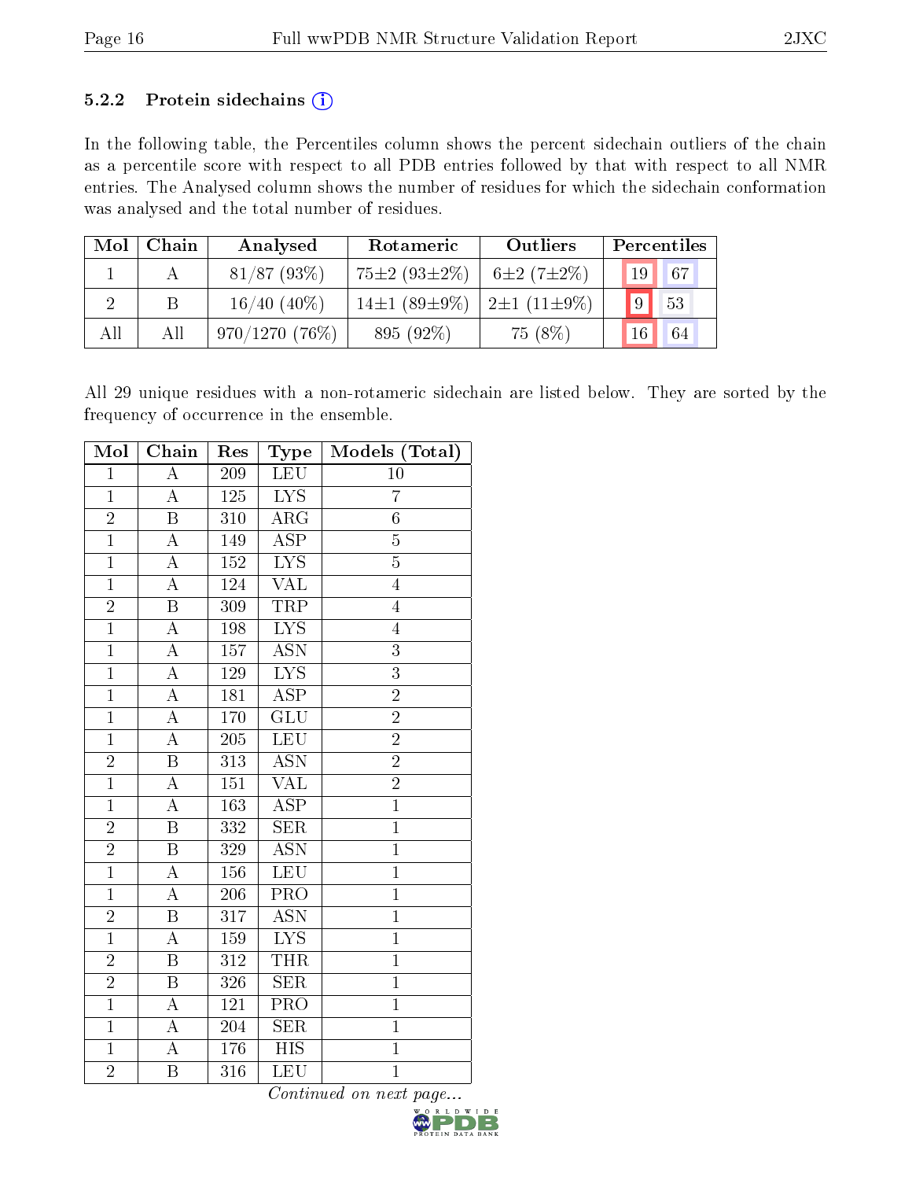### 5.2.2 Protein sidechains (i)

In the following table, the Percentiles column shows the percent sidechain outliers of the chain as a percentile score with respect to all PDB entries followed by that with respect to all NMR entries. The Analysed column shows the number of residues for which the sidechain conformation was analysed and the total number of residues.

| Mol | Chain | Analysed | Rotameric | Outliers | Percentiles | |
|---|---|---|---|---|---|---|
| 1 | A | 81/87 (93%) | 75±2 (93±2%) | 6±2 (7±2%) | 19 | 67 |
| 2 | B | 16/40 (40%) | 14±1 (89±9%) | 2±1 (11±9%) | 9 | 53 |
| All | All | 970/1270 (76%) | 895 (92%) | 75 (8%) | 16 | 64 |

All 29 unique residues with a non-rotameric sidechain are listed below. They are sorted by the frequency of occurrence in the ensemble.

| Mol | Chain | Res | Type | Models (Total) |
|---|---|---|---|---|
| 1 | A | 209 | LEU | 10 |
| 1 | A | 125 | LYS | 7 |
| 2 | B | 310 | ARG | 6 |
| 1 | A | 149 | ASP | 5 |
| 1 | A | 152 | LYS | 5 |
| 1 | A | 124 | VAL | 4 |
| 2 | B | 309 | TRP | 4 |
| 1 | A | 198 | LYS | 4 |
| 1 | A | 157 | ASN | 3 |
| 1 | A | 129 | LYS | 3 |
| 1 | A | 181 | ASP | 2 |
| 1 | A | 170 | GLU | 2 |
| 1 | A | 205 | LEU | 2 |
| 2 | B | 313 | ASN | 2 |
| 1 | A | 151 | VAL | 2 |
| 1 | A | 163 | ASP | 1 |
| 2 | B | 332 | SER | 1 |
| 2 | B | 329 | ASN | 1 |
| 1 | A | 156 | LEU | 1 |
| 1 | A | 206 | PRO | 1 |
| 2 | B | 317 | ASN | 1 |
| 1 | A | 159 | LYS | 1 |
| 2 | B | 312 | THR | 1 |
| 2 | B | 326 | SER | 1 |
| 1 | A | 121 | PRO | 1 |
| 1 | A | 204 | SER | 1 |
| 1 | A | 176 | HIS | 1 |
| 2 | B | 316 | LEU | 1 |

*Continued on next page...*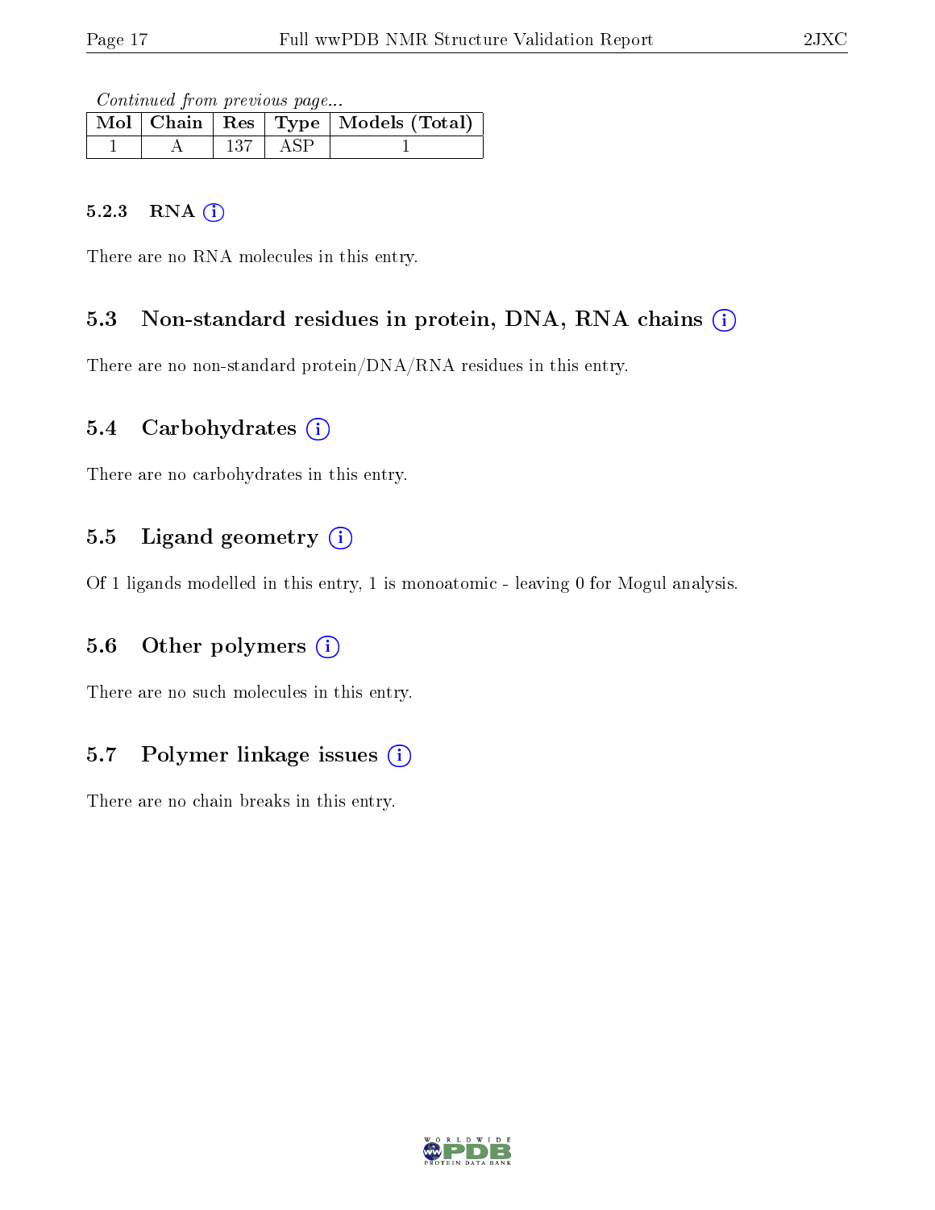*Continued from previous page...*

| Mol | Chain | Res | Type | Models (Total) |
|---|---|---|---|---|
| 1 | A | 137 | ASP | 1 |

#### 5.2.3 RNA

There are no RNA molecules in this entry.

### 5.3 Non-standard residues in protein, DNA, RNA chains

There are no non-standard protein/DNA/RNA residues in this entry.

### 5.4 Carbohydrates

There are no carbohydrates in this entry.

### 5.5 Ligand geometry

Of 1 ligands modelled in this entry, 1 is monoatomic - leaving 0 for Mogul analysis.

### 5.6 Other polymers

There are no such molecules in this entry.

### 5.7 Polymer linkage issues

There are no chain breaks in this entry.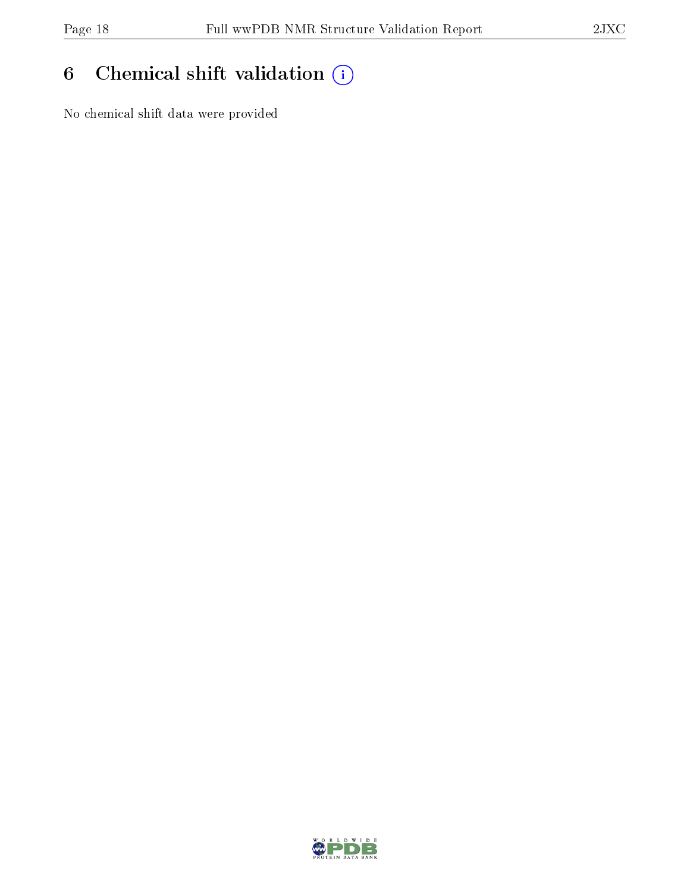# 6 Chemical shift validation

No chemical shift data were provided